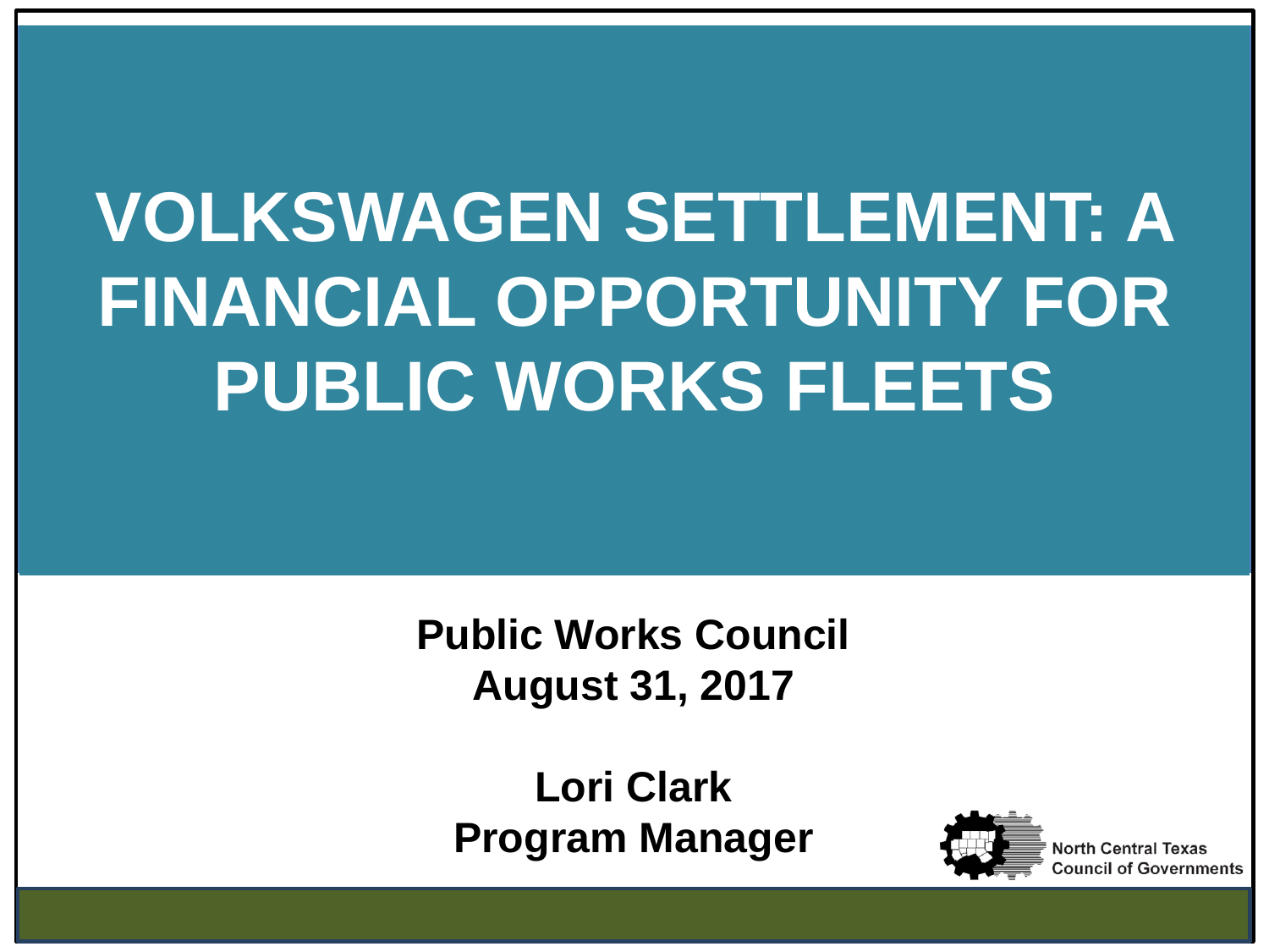# VOLKSWAGEN SETTLEMENT: A FINANCIAL OPPORTUNITY FOR PUBLIC WORKS FLEETS

**Public Works Council**
**August 31, 2017**

**Lori Clark**
**Program Manager**

North Central Texas Council of Governments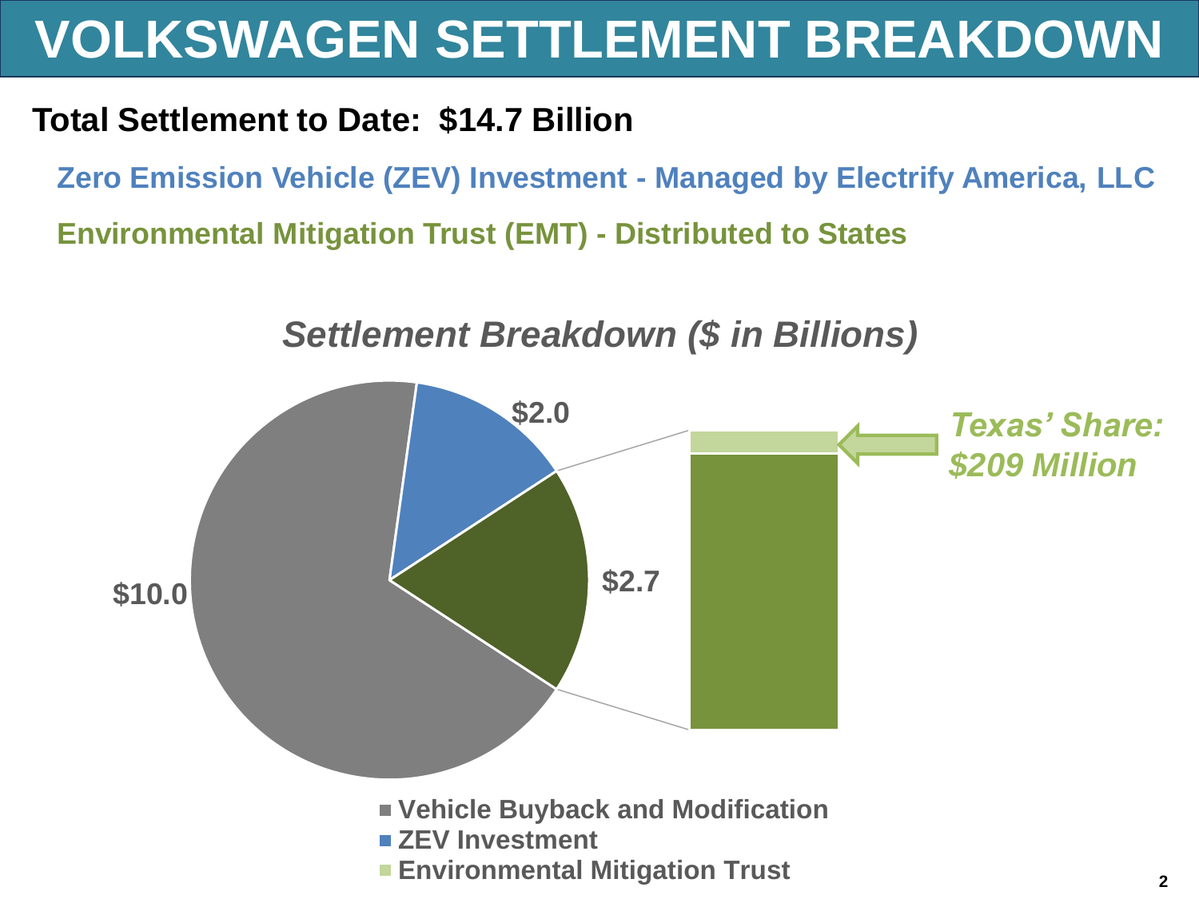# VOLKSWAGEN SETTLEMENT BREAKDOWN

**Total Settlement to Date: $14.7 Billion**

**Zero Emission Vehicle (ZEV) Investment - Managed by Electrify America, LLC**

**Environmental Mitigation Trust (EMT) - Distributed to States**

*Settlement Breakdown ($ in Billions)*

$10.0

$2.0

$2.7

*Texas' Share: $209 Million*

- Vehicle Buyback and Modification
- ZEV Investment
- Environmental Mitigation Trust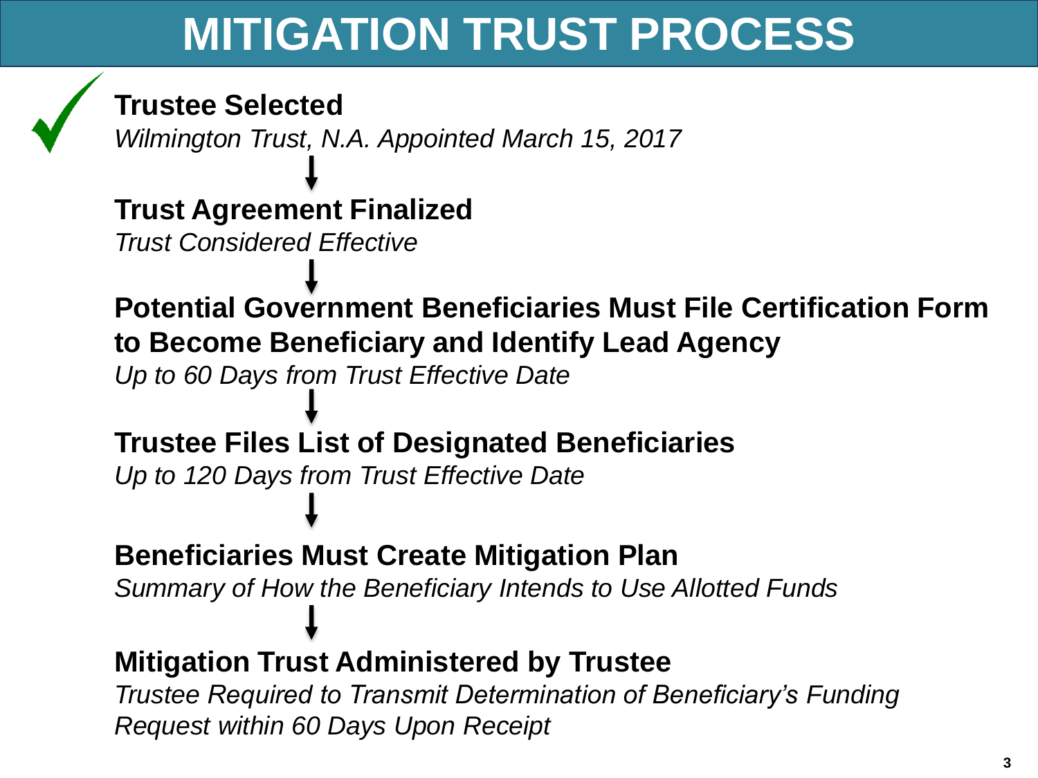# MITIGATION TRUST PROCESS

✓ **Trustee Selected**
*Wilmington Trust, N.A. Appointed March 15, 2017*

↓

**Trust Agreement Finalized**
*Trust Considered Effective*

↓

**Potential Government Beneficiaries Must File Certification Form to Become Beneficiary and Identify Lead Agency**
*Up to 60 Days from Trust Effective Date*

↓

**Trustee Files List of Designated Beneficiaries**
*Up to 120 Days from Trust Effective Date*

↓

**Beneficiaries Must Create Mitigation Plan**
*Summary of How the Beneficiary Intends to Use Allotted Funds*

↓

**Mitigation Trust Administered by Trustee**
*Trustee Required to Transmit Determination of Beneficiary's Funding Request within 60 Days Upon Receipt*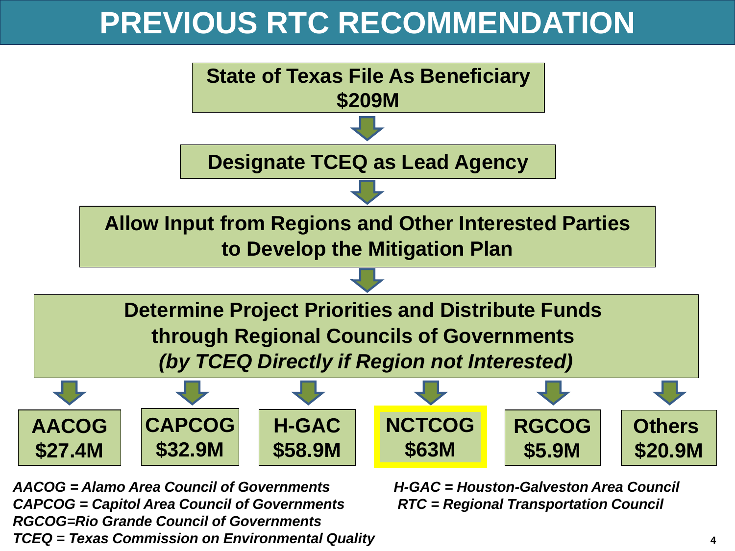# PREVIOUS RTC RECOMMENDATION

**State of Texas File As Beneficiary**
**$209M**

↓

**Designate TCEQ as Lead Agency**

↓

**Allow Input from Regions and Other Interested Parties to Develop the Mitigation Plan**

↓

**Determine Project Priorities and Distribute Funds through Regional Councils of Governments**
***(by TCEQ Directly if Region not Interested)***

↓

| AACOG | CAPCOG | H-GAC | NCTCOG | RGCOG | Others |
|---|---|---|---|---|---|
| $27.4M | $32.9M | $58.9M | **$63M** | $5.9M | $20.9M |

*AACOG = Alamo Area Council of Governments*
*CAPCOG = Capitol Area Council of Governments*
*RGCOG=Rio Grande Council of Governments*
*TCEQ = Texas Commission on Environmental Quality*
*H-GAC = Houston-Galveston Area Council*
*RTC = Regional Transportation Council*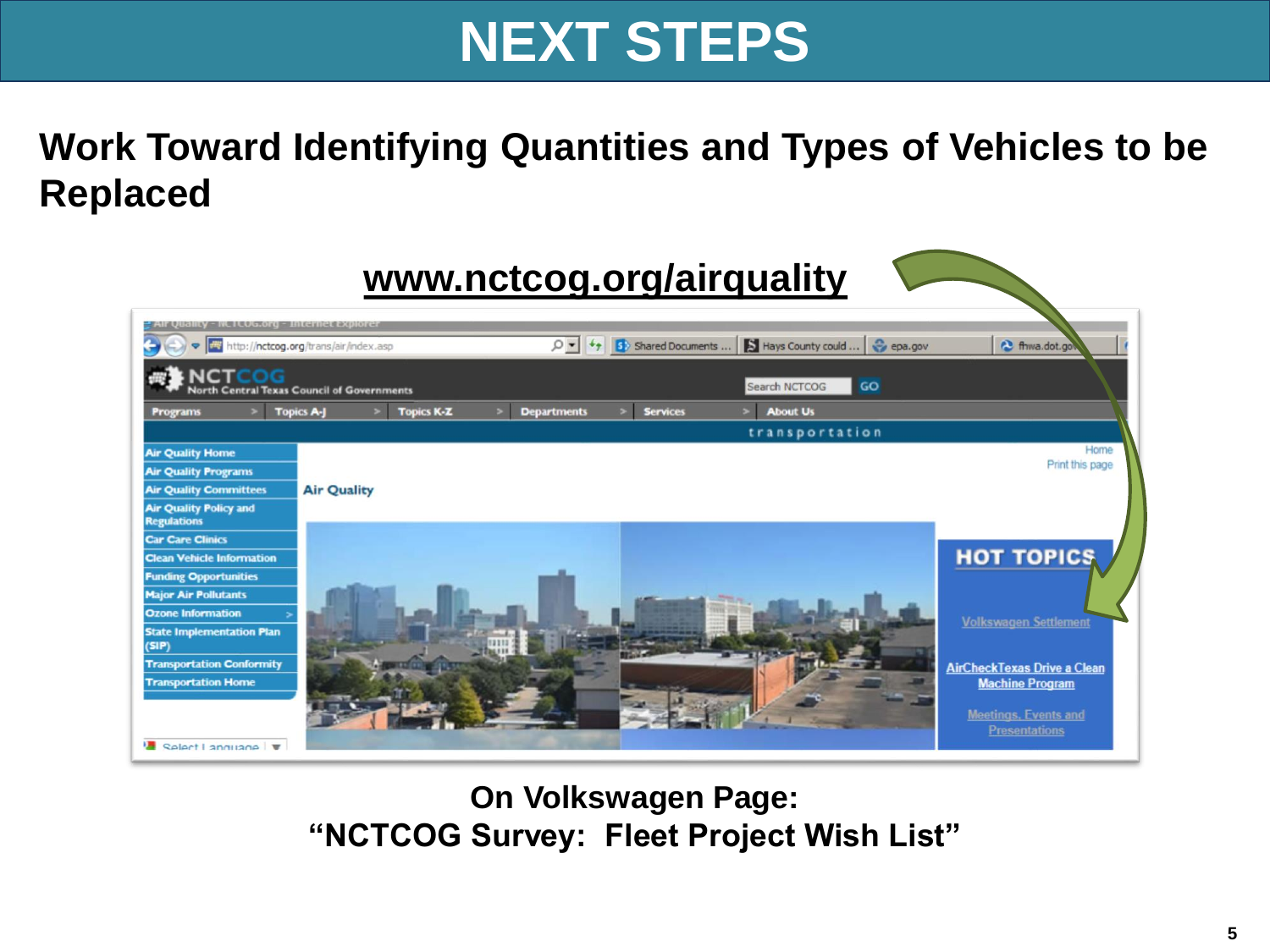# NEXT STEPS

## Work Toward Identifying Quantities and Types of Vehicles to be Replaced

www.nctcog.org/airquality

On Volkswagen Page:
"NCTCOG Survey: Fleet Project Wish List"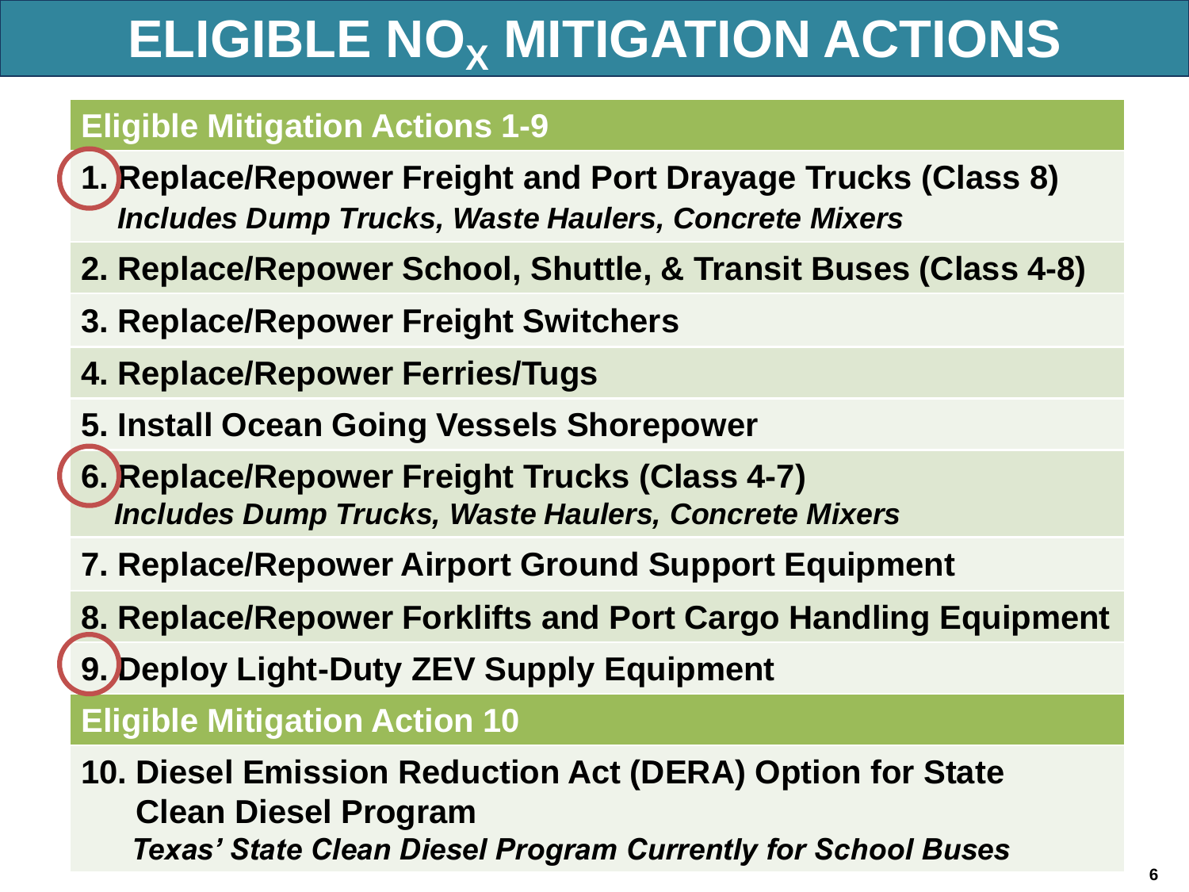# ELIGIBLE $NO_X$ MITIGATION ACTIONS

## Eligible Mitigation Actions 1-9

1. **Replace/Repower Freight and Port Drayage Trucks (Class 8)**
   ***Includes Dump Trucks, Waste Haulers, Concrete Mixers***
2. **Replace/Repower School, Shuttle, & Transit Buses (Class 4-8)**
3. **Replace/Repower Freight Switchers**
4. **Replace/Repower Ferries/Tugs**
5. **Install Ocean Going Vessels Shorepower**
6. **Replace/Repower Freight Trucks (Class 4-7)**
   ***Includes Dump Trucks, Waste Haulers, Concrete Mixers***
7. **Replace/Repower Airport Ground Support Equipment**
8. **Replace/Repower Forklifts and Port Cargo Handling Equipment**
9. **Deploy Light-Duty ZEV Supply Equipment**

## Eligible Mitigation Action 10

10. **Diesel Emission Reduction Act (DERA) Option for State Clean Diesel Program**
    ***Texas' State Clean Diesel Program Currently for School Buses***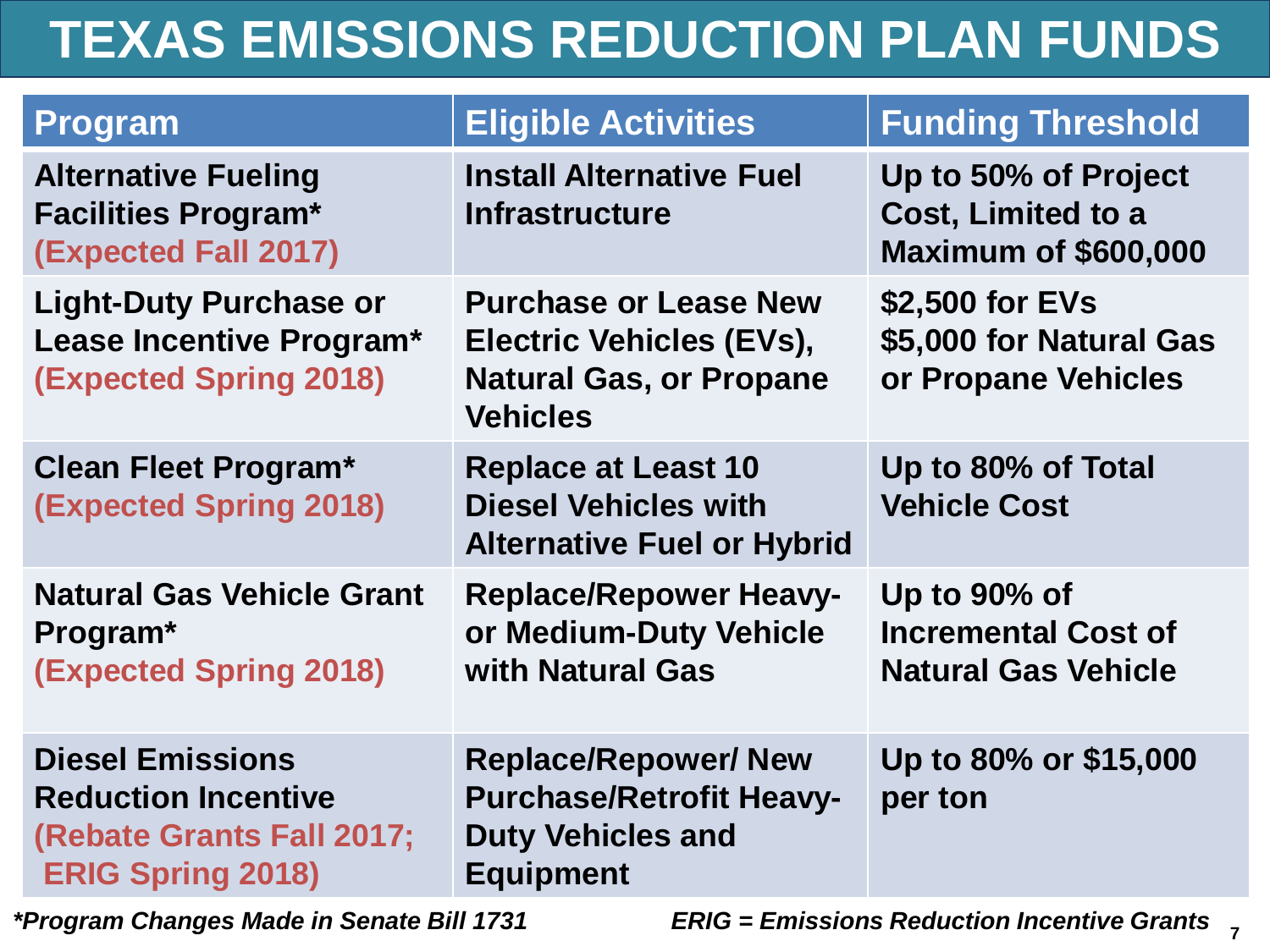# TEXAS EMISSIONS REDUCTION PLAN FUNDS

| Program | Eligible Activities | Funding Threshold |
|---|---|---|
| **Alternative Fueling Facilities Program*** **(Expected Fall 2017)** | Install Alternative Fuel Infrastructure | Up to 50% of Project Cost, Limited to a Maximum of $600,000 |
| **Light-Duty Purchase or Lease Incentive Program*** **(Expected Spring 2018)** | Purchase or Lease New Electric Vehicles (EVs), Natural Gas, or Propane Vehicles | $2,500 for EVs<br>$5,000 for Natural Gas or Propane Vehicles |
| **Clean Fleet Program*** **(Expected Spring 2018)** | Replace at Least 10 Diesel Vehicles with Alternative Fuel or Hybrid | Up to 80% of Total Vehicle Cost |
| **Natural Gas Vehicle Grant Program*** **(Expected Spring 2018)** | Replace/Repower Heavy- or Medium-Duty Vehicle with Natural Gas | Up to 90% of Incremental Cost of Natural Gas Vehicle |
| **Diesel Emissions Reduction Incentive** **(Rebate Grants Fall 2017; ERIG Spring 2018)** | Replace/Repower/ New Purchase/Retrofit Heavy-Duty Vehicles and Equipment | Up to 80% or $15,000 per ton |

***Program Changes Made in Senate Bill 1731**

***ERIG = Emissions Reduction Incentive Grants***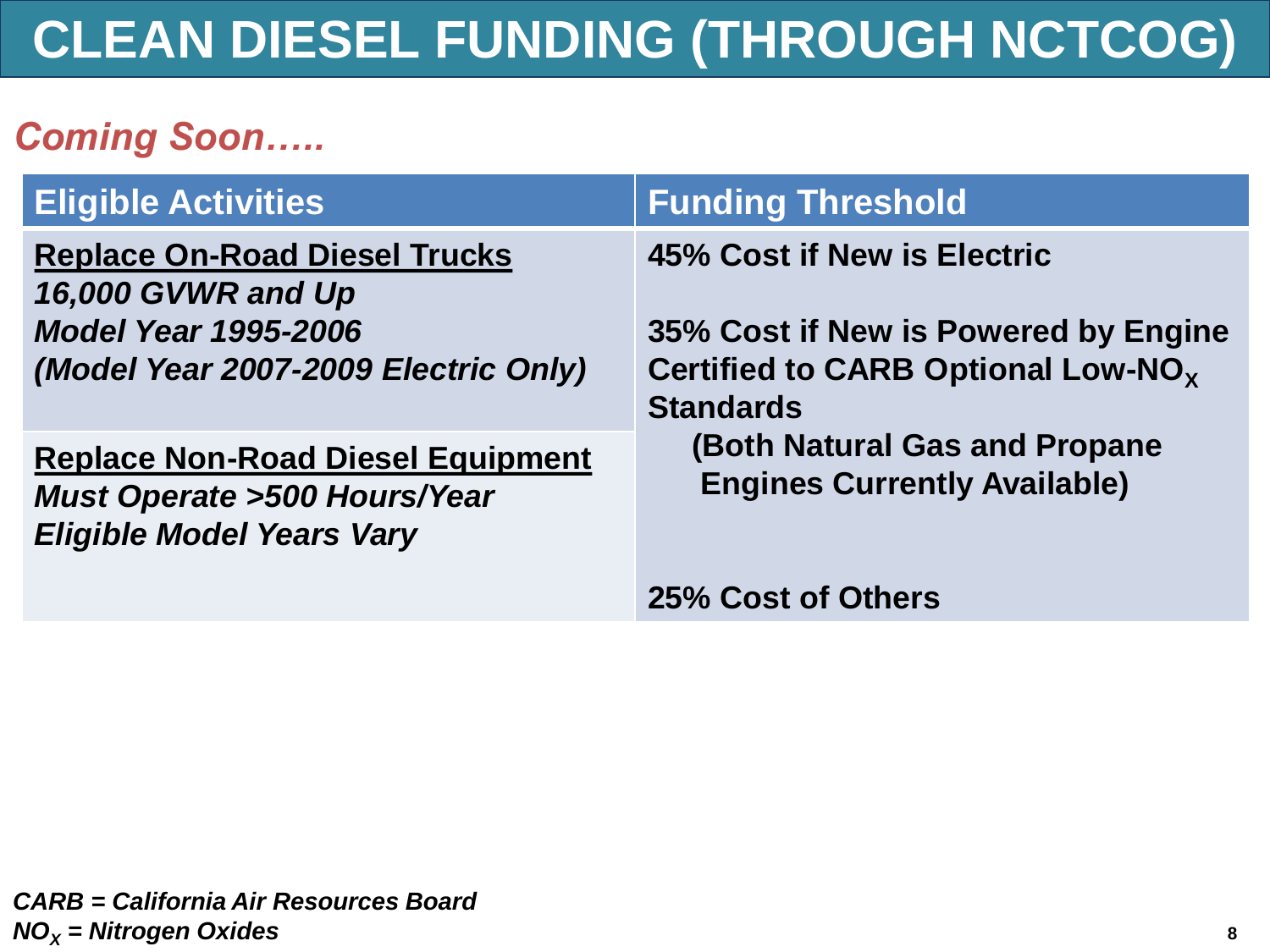# CLEAN DIESEL FUNDING (THROUGH NCTCOG)

***Coming Soon…..***

| Eligible Activities | Funding Threshold |
|---|---|
| **Replace On-Road Diesel Trucks**<br>***16,000 GVWR and Up***<br>***Model Year 1995-2006***<br>***(Model Year 2007-2009 Electric Only)*** | **45% Cost if New is Electric**<br><br>**35% Cost if New is Powered by Engine Certified to CARB Optional Low-$NO_X$ Standards**<br>**(Both Natural Gas and Propane Engines Currently Available)**<br><br>**25% Cost of Others** |
| **Replace Non-Road Diesel Equipment**<br>***Must Operate >500 Hours/Year***<br>***Eligible Model Years Vary*** | |

***CARB = California Air Resources Board***
***$NO_X$ = Nitrogen Oxides***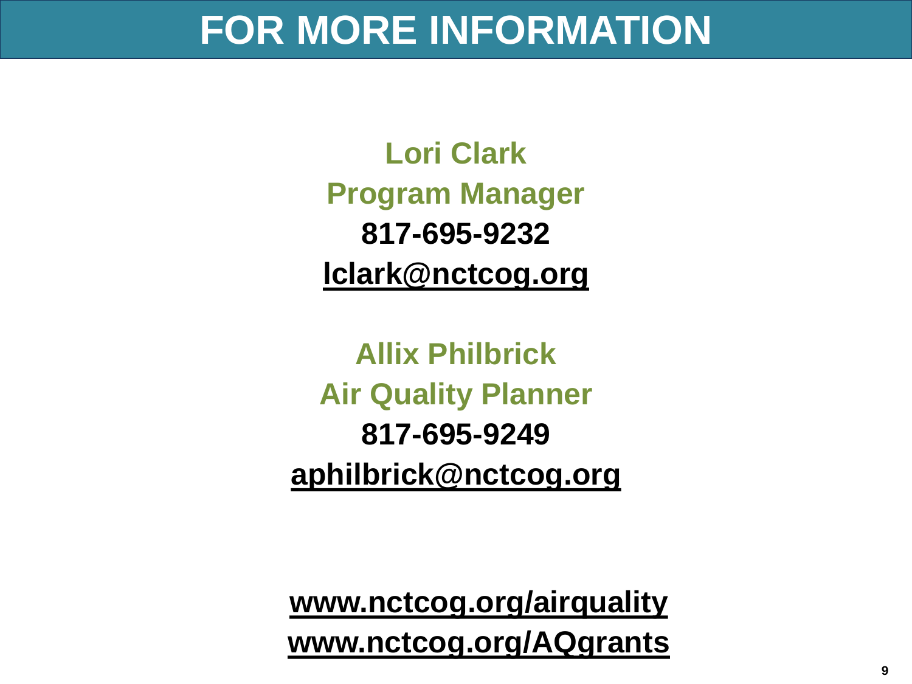# FOR MORE INFORMATION

**Lori Clark**

**Program Manager**

**817-695-9232**

**lclark@nctcog.org**

**Allix Philbrick**

**Air Quality Planner**

**817-695-9249**

**aphilbrick@nctcog.org**

**www.nctcog.org/airquality**

**www.nctcog.org/AQgrants**